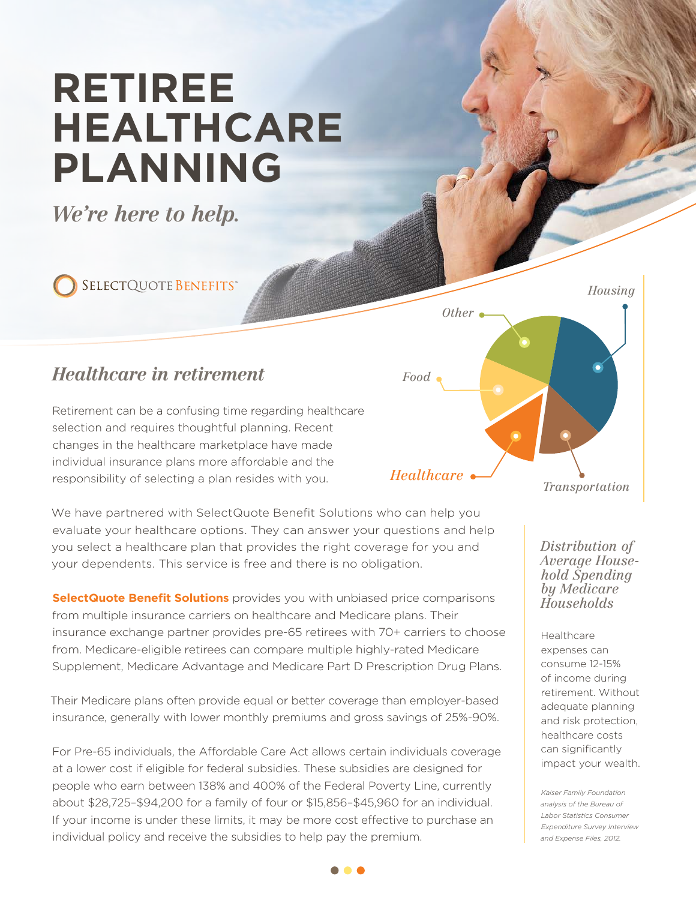# RETIREE HEALTHCARE PLANNING

*We're here to help.*

SELECTQUOTE BENEFITS™

## *Healthcare in retirement*

Retirement can be a confusing time regarding healthcare selection and requires thoughtful planning. Recent changes in the healthcare marketplace have made individual insurance plans more affordable and the responsibility of selecting a plan resides with you.

We have partnered with SelectQuote Benefit Solutions who can help you evaluate your healthcare options. They can answer your questions and help you select a healthcare plan that provides the right coverage for you and your dependents. This service is free and there is no obligation.

**SelectQuote Benefit Solutions** provides you with unbiased price comparisons from multiple insurance carriers on healthcare and Medicare plans. Their insurance exchange partner provides pre-65 retirees with 70+ carriers to choose from. Medicare-eligible retirees can compare multiple highly-rated Medicare Supplement, Medicare Advantage and Medicare Part D Prescription Drug Plans.

Their Medicare plans often provide equal or better coverage than employer-based insurance, generally with lower monthly premiums and gross savings of 25%-90%.

For Pre-65 individuals, the Affordable Care Act allows certain individuals coverage at a lower cost if eligible for federal subsidies. These subsidies are designed for people who earn between 138% and 400% of the Federal Poverty Line, currently about $28,725–$94,200 for a family of four or $15,856–$45,960 for an individual. If your income is under these limits, it may be more cost effective to purchase an individual policy and receive the subsidies to help pay the premium.

Housing · Other · Food · Healthcare · Transportation

*Distribution of Average Household Spending by Medicare Households*

Healthcare expenses can consume 12-15% of income during retirement. Without adequate planning and risk protection, healthcare costs can significantly impact your wealth.

*Kaiser Family Foundation analysis of the Bureau of Labor Statistics Consumer Expenditure Survey Interview and Expense Files, 2012.*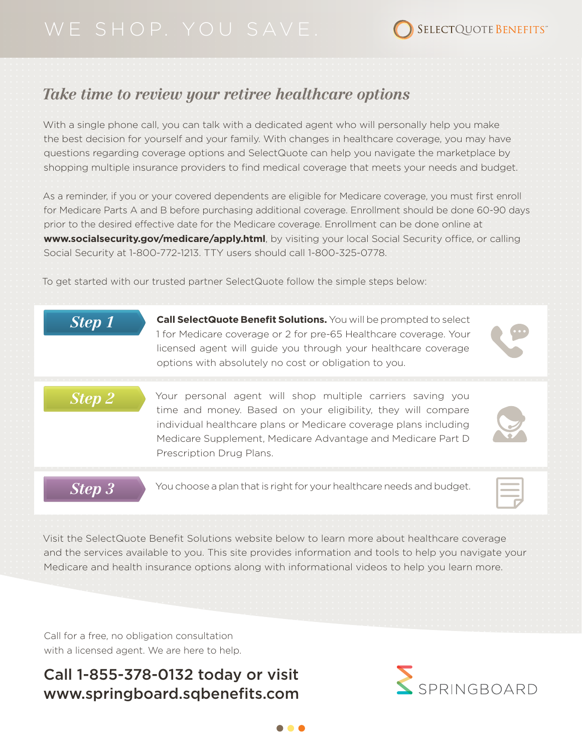WE SHOP. YOU SAVE.

SELECTQUOTE BENEFITS™

## *Take time to review your retiree healthcare options*

With a single phone call, you can talk with a dedicated agent who will personally help you make the best decision for yourself and your family. With changes in healthcare coverage, you may have questions regarding coverage options and SelectQuote can help you navigate the marketplace by shopping multiple insurance providers to find medical coverage that meets your needs and budget.

As a reminder, if you or your covered dependents are eligible for Medicare coverage, you must first enroll for Medicare Parts A and B before purchasing additional coverage. Enrollment should be done 60-90 days prior to the desired effective date for the Medicare coverage. Enrollment can be done online at **www.socialsecurity.gov/medicare/apply.html**, by visiting your local Social Security office, or calling Social Security at 1-800-772-1213. TTY users should call 1-800-325-0778.

To get started with our trusted partner SelectQuote follow the simple steps below:

**Step 1** — **Call SelectQuote Benefit Solutions.** You will be prompted to select 1 for Medicare coverage or 2 for pre-65 Healthcare coverage. Your licensed agent will guide you through your healthcare coverage options with absolutely no cost or obligation to you.

**Step 2** — Your personal agent will shop multiple carriers saving you time and money. Based on your eligibility, they will compare individual healthcare plans or Medicare coverage plans including Medicare Supplement, Medicare Advantage and Medicare Part D Prescription Drug Plans.

**Step 3** — You choose a plan that is right for your healthcare needs and budget.

Visit the SelectQuote Benefit Solutions website below to learn more about healthcare coverage and the services available to you. This site provides information and tools to help you navigate your Medicare and health insurance options along with informational videos to help you learn more.

Call for a free, no obligation consultation with a licensed agent. We are here to help.

## Call 1-855-378-0132 today or visit www.springboard.sqbenefits.com

SPRINGBOARD